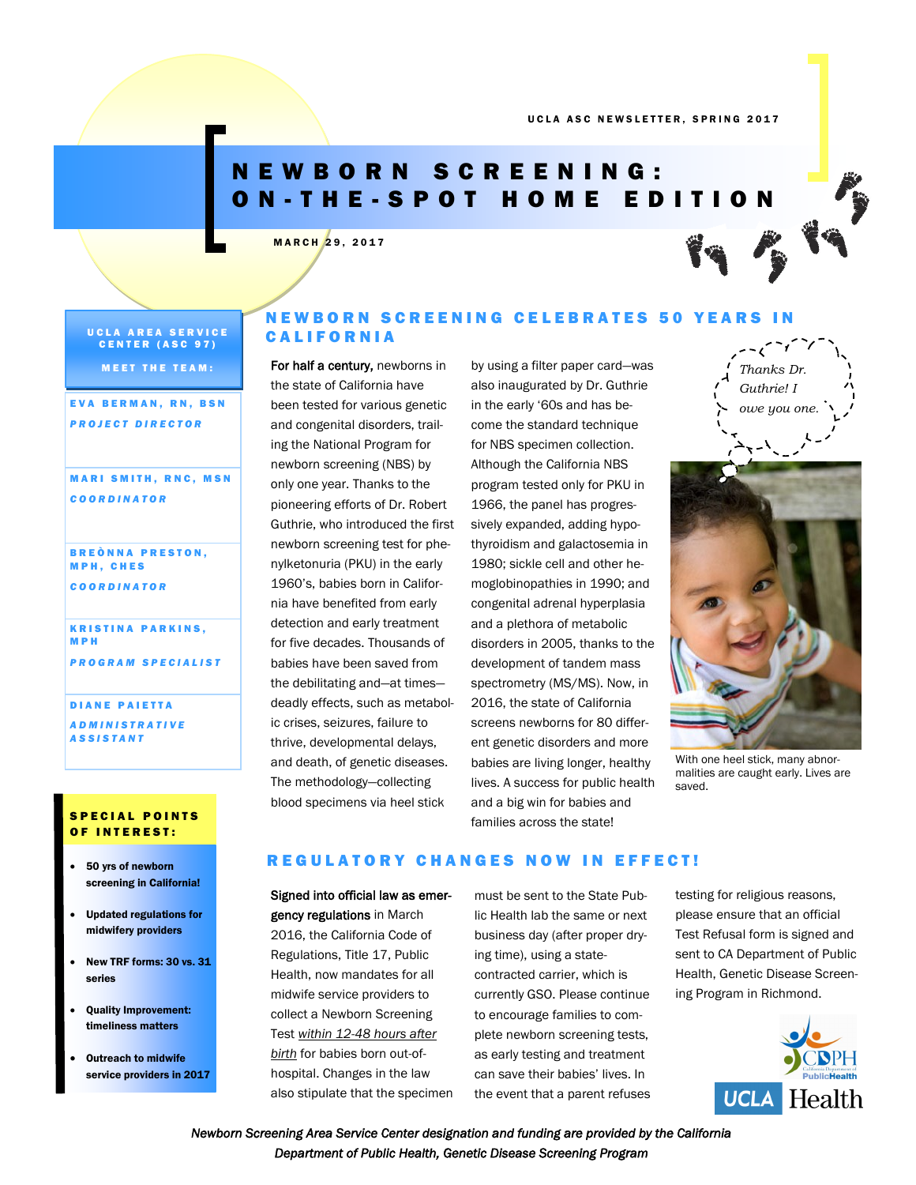UCLA ASC NEWSLETTER, SPRING 2017

# NEWBORN SCREENING: ON-THE-SPOT HOME EDITION

MARCH 29, 2017

## UCLA AREA SERVICE CENTER (ASC 97)

**MEET THE TEAM:**

**EVA BERMAN, RN, BSN**
*PROJECT DIRECTOR*

**MARI SMITH, RNC, MSN**
*COORDINATOR*

**BREÒNNA PRESTON, MPH, CHES**
*COORDINATOR*

**KRISTINA PARKINS, MPH**
*PROGRAM SPECIALIST*

**DIANE PAIETTA**
*ADMINISTRATIVE ASSISTANT*

### SPECIAL POINTS OF INTEREST:

- **50 yrs of newborn screening in California!**
- **Updated regulations for midwifery providers**
- **New TRF forms: 30 vs. 31 series**
- **Quality Improvement: timeliness matters**
- **Outreach to midwife service providers in 2017**

## NEWBORN SCREENING CELEBRATES 50 YEARS IN CALIFORNIA

**For half a century,** newborns in the state of California have been tested for various genetic and congenital disorders, trailing the National Program for newborn screening (NBS) by only one year. Thanks to the pioneering efforts of Dr. Robert Guthrie, who introduced the first newborn screening test for phenylketonuria (PKU) in the early 1960's, babies born in California have benefited from early detection and early treatment for five decades. Thousands of babies have been saved from the debilitating and—at times—deadly effects, such as metabolic crises, seizures, failure to thrive, developmental delays, and death, of genetic diseases. The methodology—collecting blood specimens via heel stick by using a filter paper card—was also inaugurated by Dr. Guthrie in the early '60s and has become the standard technique for NBS specimen collection. Although the California NBS program tested only for PKU in 1966, the panel has progressively expanded, adding hypothyroidism and galactosemia in 1980; sickle cell and other hemoglobinopathies in 1990; and congenital adrenal hyperplasia and a plethora of metabolic disorders in 2005, thanks to the development of tandem mass spectrometry (MS/MS). Now, in 2016, the state of California screens newborns for 80 different genetic disorders and more babies are living longer, healthy lives. A success for public health and a big win for babies and families across the state!

*Thanks Dr. Guthrie! I owe you one.*

With one heel stick, many abnormalities are caught early. Lives are saved.

## REGULATORY CHANGES NOW IN EFFECT!

**Signed into official law as emergency regulations** in March 2016, the California Code of Regulations, Title 17, Public Health, now mandates for all midwife service providers to collect a Newborn Screening Test *within 12-48 hours after birth* for babies born out-of-hospital. Changes in the law also stipulate that the specimen must be sent to the State Public Health lab the same or next business day (after proper drying time), using a state-contracted carrier, which is currently GSO. Please continue to encourage families to complete newborn screening tests, as early testing and treatment can save their babies' lives. In the event that a parent refuses testing for religious reasons, please ensure that an official Test Refusal form is signed and sent to CA Department of Public Health, Genetic Disease Screening Program in Richmond.

CDPH California Department of Public Health

UCLA Health

*Newborn Screening Area Service Center designation and funding are provided by the California Department of Public Health, Genetic Disease Screening Program*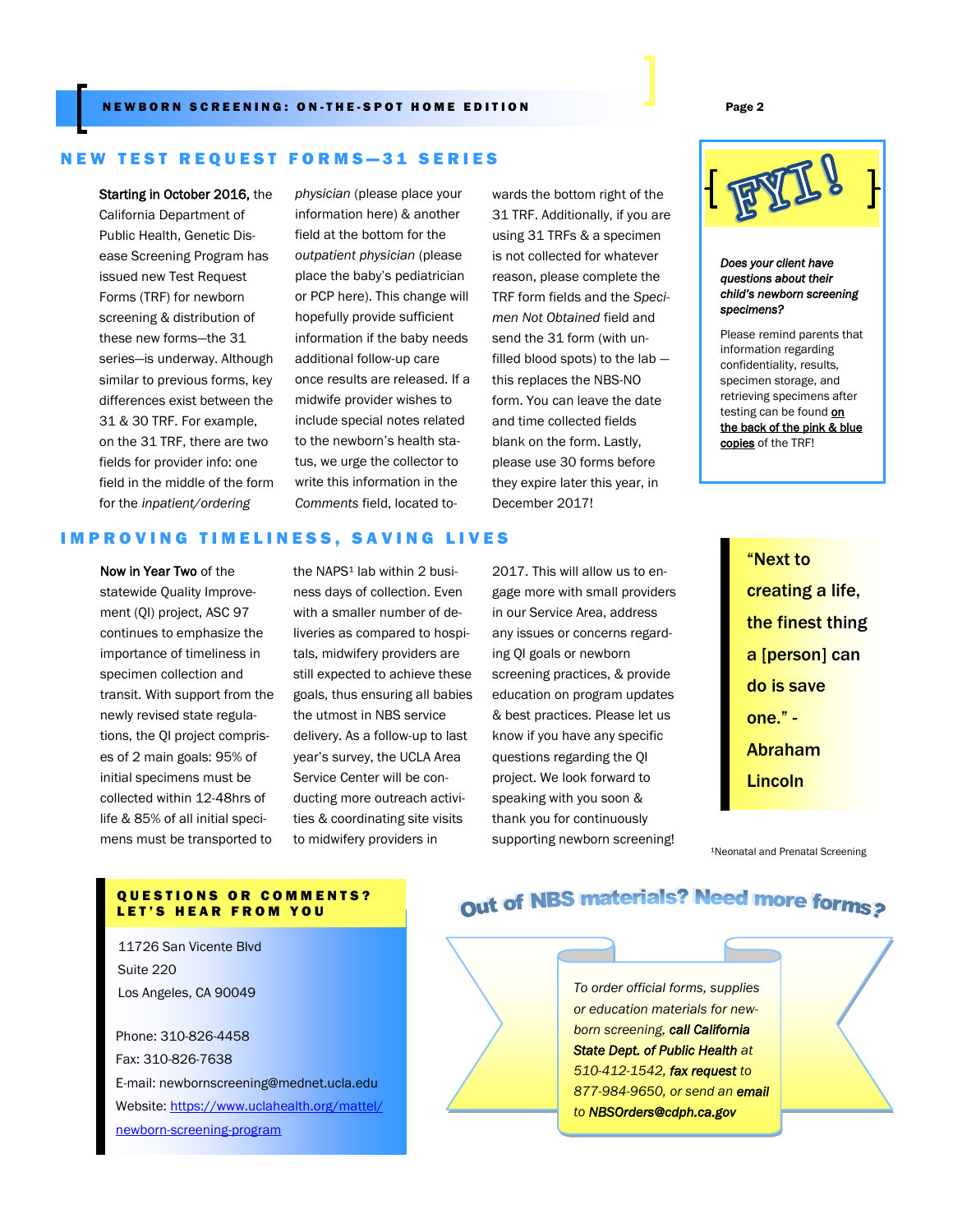## NEW TEST REQUEST FORMS—31 SERIES

**Starting in October 2016,** the California Department of Public Health, Genetic Disease Screening Program has issued new Test Request Forms (TRF) for newborn screening & distribution of these new forms—the 31 series—is underway. Although similar to previous forms, key differences exist between the 31 & 30 TRF. For example, on the 31 TRF, there are two fields for provider info: one field in the middle of the form for the *inpatient/ordering physician* (please place your information here) & another field at the bottom for the *outpatient physician* (please place the baby's pediatrician or PCP here). This change will hopefully provide sufficient information if the baby needs additional follow-up care once results are released. If a midwife provider wishes to include special notes related to the newborn's health status, we urge the collector to write this information in the *Comments* field, located towards the bottom right of the 31 TRF. Additionally, if you are using 31 TRFs & a specimen is not collected for whatever reason, please complete the TRF form fields and the *Specimen Not Obtained* field and send the 31 form (with unfilled blood spots) to the lab — this replaces the NBS-NO form. You can leave the date and time collected fields blank on the form. Lastly, please use 30 forms before they expire later this year, in December 2017!

## FYI!

***Does your client have questions about their child's newborn screening specimens?***

Please remind parents that information regarding confidentiality, results, specimen storage, and retrieving specimens after testing can be found **on the back of the pink & blue copies** of the TRF!

## IMPROVING TIMELINESS, SAVING LIVES

**Now in Year Two** of the statewide Quality Improvement (QI) project, ASC 97 continues to emphasize the importance of timeliness in specimen collection and transit. With support from the newly revised state regulations, the QI project comprises of 2 main goals: 95% of initial specimens must be collected within 12-48hrs of life & 85% of all initial specimens must be transported to the NAPS[1] lab within 2 business days of collection. Even with a smaller number of deliveries as compared to hospitals, midwifery providers are still expected to achieve these goals, thus ensuring all babies the utmost in NBS service delivery. As a follow-up to last year's survey, the UCLA Area Service Center will be conducting more outreach activities & coordinating site visits to midwifery providers in 2017. This will allow us to engage more with small providers in our Service Area, address any issues or concerns regarding QI goals or newborn screening practices, & provide education on program updates & best practices. Please let us know if you have any specific questions regarding the QI project. We look forward to speaking with you soon & thank you for continuously supporting newborn screening!

> "Next to creating a life, the finest thing a [person] can do is save one." - Abraham Lincoln

[1]Neonatal and Prenatal Screening

## QUESTIONS OR COMMENTS? LET'S HEAR FROM YOU

11726 San Vicente Blvd
Suite 220
Los Angeles, CA 90049

Phone: 310-826-4458
Fax: 310-826-7638
E-mail: newbornscreening@mednet.ucla.edu
Website: https://www.uclahealth.org/mattel/newborn-screening-program

## Out of NBS materials? Need more forms?

*To order official forms, supplies or education materials for newborn screening, **call California State Dept. of Public Health** at 510-412-1542, **fax request** to 877-984-9650, or send an **email** to **NBSOrders@cdph.ca.gov***